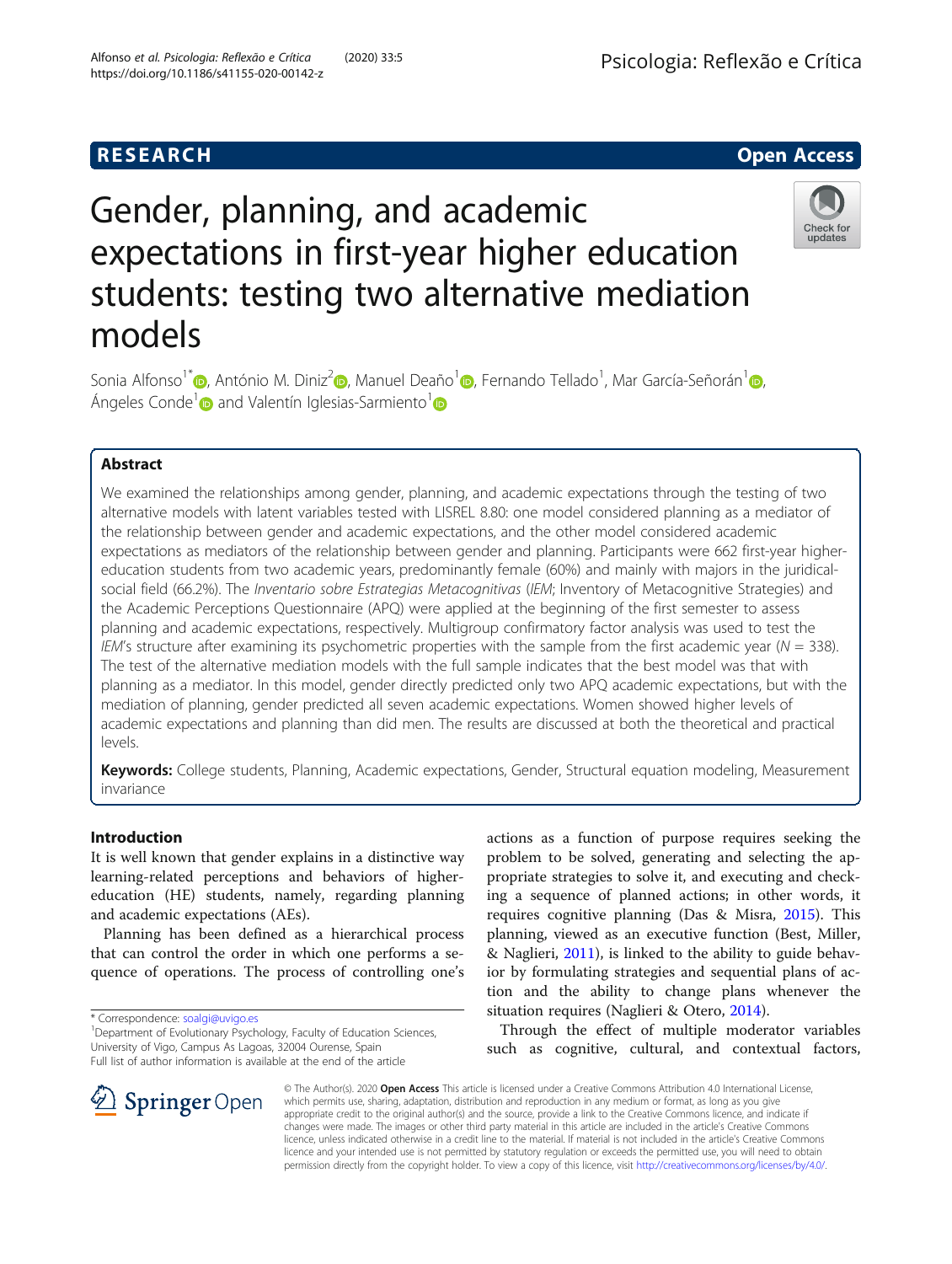RESEARCH **Open Access**

# Gender, planning, and academic expectations in first-year higher education students: testing two alternative mediation models

Sonia Alfonso[1*], António M. Diniz[2], Manuel Deaño[1], Fernando Tellado[1], Mar García-Señorán[1], Ángeles Conde[1] and Valentín Iglesias-Sarmiento[1]

## Abstract

We examined the relationships among gender, planning, and academic expectations through the testing of two alternative models with latent variables tested with LISREL 8.80: one model considered planning as a mediator of the relationship between gender and academic expectations, and the other model considered academic expectations as mediators of the relationship between gender and planning. Participants were 662 first-year higher-education students from two academic years, predominantly female (60%) and mainly with majors in the juridical-social field (66.2%). The *Inventario sobre Estrategias Metacognitivas* (*IEM*; Inventory of Metacognitive Strategies) and the Academic Perceptions Questionnaire (APQ) were applied at the beginning of the first semester to assess planning and academic expectations, respectively. Multigroup confirmatory factor analysis was used to test the *IEM*'s structure after examining its psychometric properties with the sample from the first academic year (*N* = 338). The test of the alternative mediation models with the full sample indicates that the best model was that with planning as a mediator. In this model, gender directly predicted only two APQ academic expectations, but with the mediation of planning, gender predicted all seven academic expectations. Women showed higher levels of academic expectations and planning than did men. The results are discussed at both the theoretical and practical levels.

**Keywords:** College students, Planning, Academic expectations, Gender, Structural equation modeling, Measurement invariance

## Introduction

It is well known that gender explains in a distinctive way learning-related perceptions and behaviors of higher-education (HE) students, namely, regarding planning and academic expectations (AEs).

Planning has been defined as a hierarchical process that can control the order in which one performs a sequence of operations. The process of controlling one's actions as a function of purpose requires seeking the problem to be solved, generating and selecting the appropriate strategies to solve it, and executing and checking a sequence of planned actions; in other words, it requires cognitive planning (Das & Misra, 2015). This planning, viewed as an executive function (Best, Miller, & Naglieri, 2011), is linked to the ability to guide behavior by formulating strategies and sequential plans of action and the ability to change plans whenever the situation requires (Naglieri & Otero, 2014).

Through the effect of multiple moderator variables such as cognitive, cultural, and contextual factors,

\* Correspondence: soalgi@uvigo.es
[1]Department of Evolutionary Psychology, Faculty of Education Sciences, University of Vigo, Campus As Lagoas, 32004 Ourense, Spain
Full list of author information is available at the end of the article

© The Author(s). 2020 **Open Access** This article is licensed under a Creative Commons Attribution 4.0 International License, which permits use, sharing, adaptation, distribution and reproduction in any medium or format, as long as you give appropriate credit to the original author(s) and the source, provide a link to the Creative Commons licence, and indicate if changes were made. The images or other third party material in this article are included in the article's Creative Commons licence, unless indicated otherwise in a credit line to the material. If material is not included in the article's Creative Commons licence and your intended use is not permitted by statutory regulation or exceeds the permitted use, you will need to obtain permission directly from the copyright holder. To view a copy of this licence, visit http://creativecommons.org/licenses/by/4.0/.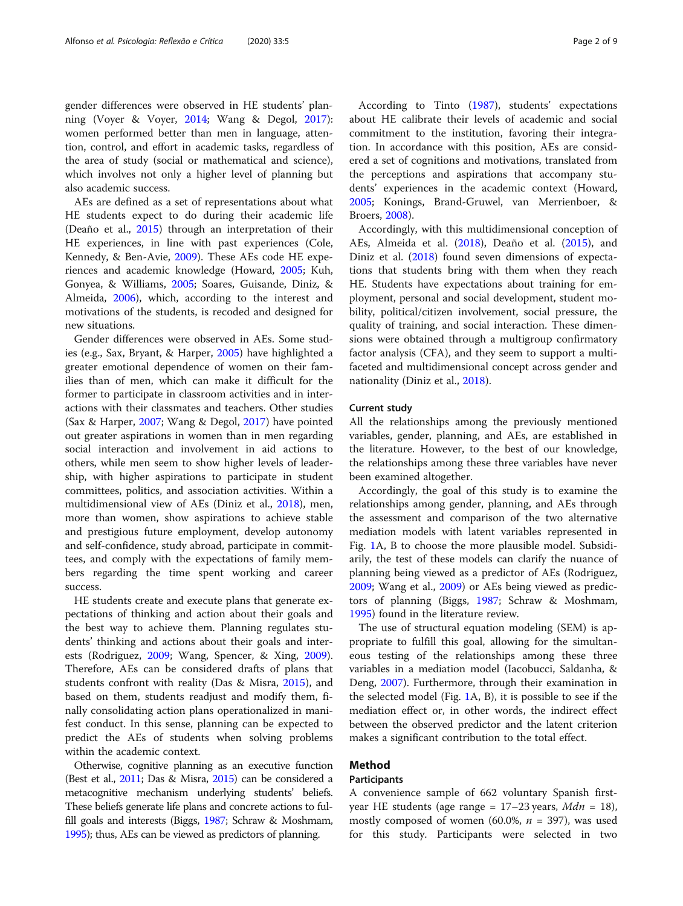gender differences were observed in HE students' planning (Voyer & Voyer, 2014; Wang & Degol, 2017): women performed better than men in language, attention, control, and effort in academic tasks, regardless of the area of study (social or mathematical and science), which involves not only a higher level of planning but also academic success.

AEs are defined as a set of representations about what HE students expect to do during their academic life (Deaño et al., 2015) through an interpretation of their HE experiences, in line with past experiences (Cole, Kennedy, & Ben-Avie, 2009). These AEs code HE experiences and academic knowledge (Howard, 2005; Kuh, Gonyea, & Williams, 2005; Soares, Guisande, Diniz, & Almeida, 2006), which, according to the interest and motivations of the students, is recoded and designed for new situations.

Gender differences were observed in AEs. Some studies (e.g., Sax, Bryant, & Harper, 2005) have highlighted a greater emotional dependence of women on their families than of men, which can make it difficult for the former to participate in classroom activities and in interactions with their classmates and teachers. Other studies (Sax & Harper, 2007; Wang & Degol, 2017) have pointed out greater aspirations in women than in men regarding social interaction and involvement in aid actions to others, while men seem to show higher levels of leadership, with higher aspirations to participate in student committees, politics, and association activities. Within a multidimensional view of AEs (Diniz et al., 2018), men, more than women, show aspirations to achieve stable and prestigious future employment, develop autonomy and self-confidence, study abroad, participate in committees, and comply with the expectations of family members regarding the time spent working and career success.

HE students create and execute plans that generate expectations of thinking and action about their goals and the best way to achieve them. Planning regulates students' thinking and actions about their goals and interests (Rodriguez, 2009; Wang, Spencer, & Xing, 2009). Therefore, AEs can be considered drafts of plans that students confront with reality (Das & Misra, 2015), and based on them, students readjust and modify them, finally consolidating action plans operationalized in manifest conduct. In this sense, planning can be expected to predict the AEs of students when solving problems within the academic context.

Otherwise, cognitive planning as an executive function (Best et al., 2011; Das & Misra, 2015) can be considered a metacognitive mechanism underlying students' beliefs. These beliefs generate life plans and concrete actions to fulfill goals and interests (Biggs, 1987; Schraw & Moshmam, 1995); thus, AEs can be viewed as predictors of planning.

According to Tinto (1987), students' expectations about HE calibrate their levels of academic and social commitment to the institution, favoring their integration. In accordance with this position, AEs are considered a set of cognitions and motivations, translated from the perceptions and aspirations that accompany students' experiences in the academic context (Howard, 2005; Konings, Brand-Gruwel, van Merrienboer, & Broers, 2008).

Accordingly, with this multidimensional conception of AEs, Almeida et al. (2018), Deaño et al. (2015), and Diniz et al. (2018) found seven dimensions of expectations that students bring with them when they reach HE. Students have expectations about training for employment, personal and social development, student mobility, political/citizen involvement, social pressure, the quality of training, and social interaction. These dimensions were obtained through a multigroup confirmatory factor analysis (CFA), and they seem to support a multifaceted and multidimensional concept across gender and nationality (Diniz et al., 2018).

### Current study

All the relationships among the previously mentioned variables, gender, planning, and AEs, are established in the literature. However, to the best of our knowledge, the relationships among these three variables have never been examined altogether.

Accordingly, the goal of this study is to examine the relationships among gender, planning, and AEs through the assessment and comparison of the two alternative mediation models with latent variables represented in Fig. 1A, B to choose the more plausible model. Subsidiarily, the test of these models can clarify the nuance of planning being viewed as a predictor of AEs (Rodriguez, 2009; Wang et al., 2009) or AEs being viewed as predictors of planning (Biggs, 1987; Schraw & Moshmam, 1995) found in the literature review.

The use of structural equation modeling (SEM) is appropriate to fulfill this goal, allowing for the simultaneous testing of the relationships among these three variables in a mediation model (Iacobucci, Saldanha, & Deng, 2007). Furthermore, through their examination in the selected model (Fig. 1A, B), it is possible to see if the mediation effect or, in other words, the indirect effect between the observed predictor and the latent criterion makes a significant contribution to the total effect.

## Method

### Participants

A convenience sample of 662 voluntary Spanish first-year HE students (age range = 17–23 years, *Mdn* = 18), mostly composed of women (60.0%, *n* = 397), was used for this study. Participants were selected in two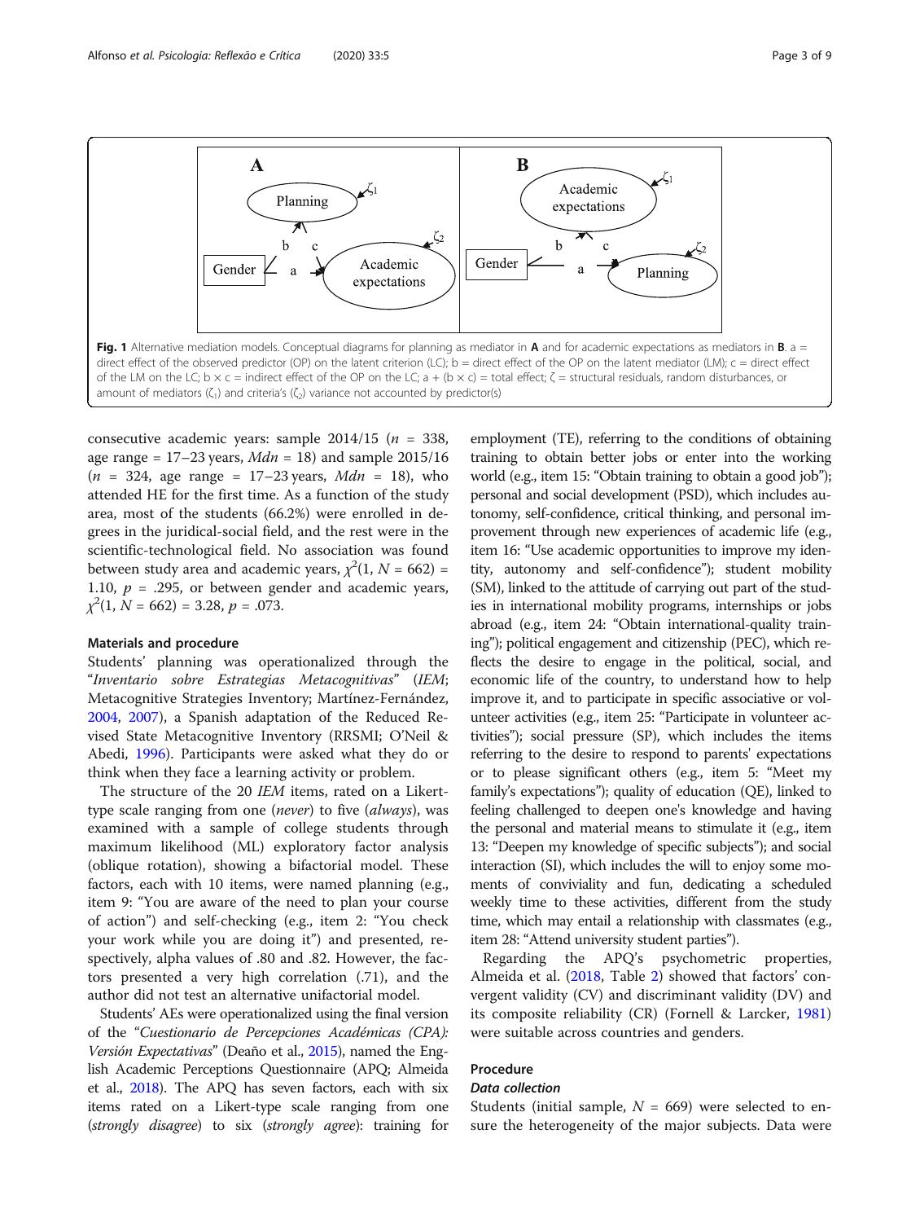Fig. 1 Alternative mediation models. Conceptual diagrams for planning as mediator in **A** and for academic expectations as mediators in **B**. a = direct effect of the observed predictor (OP) on the latent criterion (LC); b = direct effect of the OP on the latent mediator (LM); c = direct effect of the LM on the LC; b × c = indirect effect of the OP on the LC; a + (b × c) = total effect; ζ = structural residuals, random disturbances, or amount of mediators ($\zeta_1$) and criteria's ($\zeta_2$) variance not accounted by predictor(s)

consecutive academic years: sample 2014/15 ($n$ = 338, age range = 17–23 years, $Mdn$ = 18) and sample 2015/16 ($n$ = 324, age range = 17–23 years, $Mdn$ = 18), who attended HE for the first time. As a function of the study area, most of the students (66.2%) were enrolled in degrees in the juridical-social field, and the rest were in the scientific-technological field. No association was found between study area and academic years, $\chi^2(1, N = 662) = 1.10$, $p = .295$, or between gender and academic years, $\chi^2(1, N = 662) = 3.28$, $p = .073$.

### Materials and procedure

Students' planning was operationalized through the "*Inventario sobre Estrategias Metacognitivas*" (*IEM*; Metacognitive Strategies Inventory; Martínez-Fernández, 2004, 2007), a Spanish adaptation of the Reduced Revised State Metacognitive Inventory (RRSMI; O'Neil & Abedi, 1996). Participants were asked what they do or think when they face a learning activity or problem.

The structure of the 20 *IEM* items, rated on a Likert-type scale ranging from one (*never*) to five (*always*), was examined with a sample of college students through maximum likelihood (ML) exploratory factor analysis (oblique rotation), showing a bifactorial model. These factors, each with 10 items, were named planning (e.g., item 9: "You are aware of the need to plan your course of action") and self-checking (e.g., item 2: "You check your work while you are doing it") and presented, respectively, alpha values of .80 and .82. However, the factors presented a very high correlation (.71), and the author did not test an alternative unifactorial model.

Students' AEs were operationalized using the final version of the "*Cuestionario de Percepciones Académicas (CPA): Versión Expectativas*" (Deaño et al., 2015), named the English Academic Perceptions Questionnaire (APQ; Almeida et al., 2018). The APQ has seven factors, each with six items rated on a Likert-type scale ranging from one (*strongly disagree*) to six (*strongly agree*): training for employment (TE), referring to the conditions of obtaining training to obtain better jobs or enter into the working world (e.g., item 15: "Obtain training to obtain a good job"); personal and social development (PSD), which includes autonomy, self-confidence, critical thinking, and personal improvement through new experiences of academic life (e.g., item 16: "Use academic opportunities to improve my identity, autonomy and self-confidence"); student mobility (SM), linked to the attitude of carrying out part of the studies in international mobility programs, internships or jobs abroad (e.g., item 24: "Obtain international-quality training"); political engagement and citizenship (PEC), which reflects the desire to engage in the political, social, and economic life of the country, to understand how to help improve it, and to participate in specific associative or volunteer activities (e.g., item 25: "Participate in volunteer activities"); social pressure (SP), which includes the items referring to the desire to respond to parents' expectations or to please significant others (e.g., item 5: "Meet my family's expectations"); quality of education (QE), linked to feeling challenged to deepen one's knowledge and having the personal and material means to stimulate it (e.g., item 13: "Deepen my knowledge of specific subjects"); and social interaction (SI), which includes the will to enjoy some moments of conviviality and fun, dedicating a scheduled weekly time to these activities, different from the study time, which may entail a relationship with classmates (e.g., item 28: "Attend university student parties").

Regarding the APQ's psychometric properties, Almeida et al. (2018, Table 2) showed that factors' convergent validity (CV) and discriminant validity (DV) and its composite reliability (CR) (Fornell & Larcker, 1981) were suitable across countries and genders.

### Procedure

#### *Data collection*

Students (initial sample, $N$ = 669) were selected to ensure the heterogeneity of the major subjects. Data were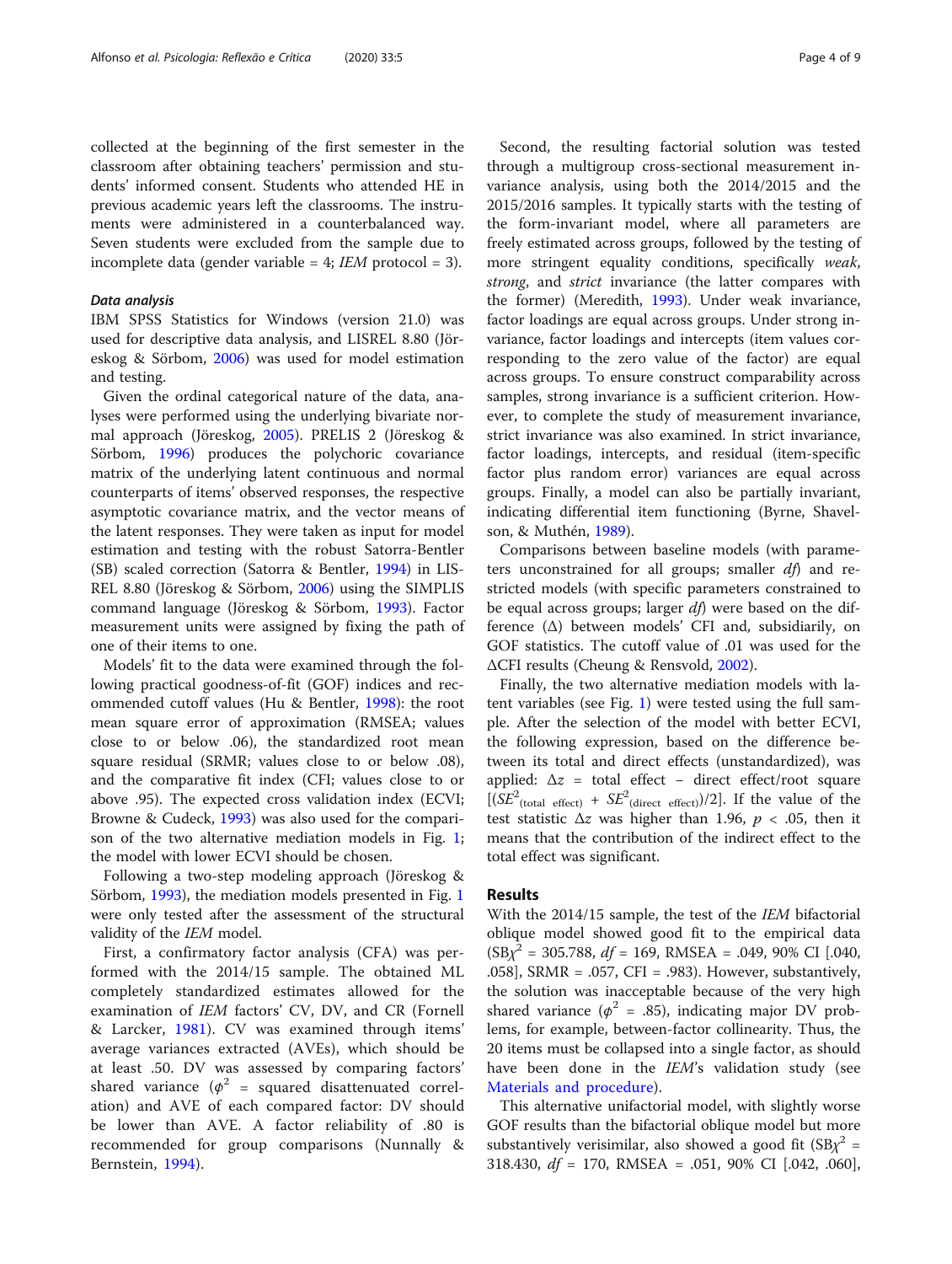collected at the beginning of the first semester in the classroom after obtaining teachers' permission and students' informed consent. Students who attended HE in previous academic years left the classrooms. The instruments were administered in a counterbalanced way. Seven students were excluded from the sample due to incomplete data (gender variable = 4; *IEM* protocol = 3).

#### *Data analysis*

IBM SPSS Statistics for Windows (version 21.0) was used for descriptive data analysis, and LISREL 8.80 (Jöreskog & Sörbom, 2006) was used for model estimation and testing.

Given the ordinal categorical nature of the data, analyses were performed using the underlying bivariate normal approach (Jöreskog, 2005). PRELIS 2 (Jöreskog & Sörbom, 1996) produces the polychoric covariance matrix of the underlying latent continuous and normal counterparts of items' observed responses, the respective asymptotic covariance matrix, and the vector means of the latent responses. They were taken as input for model estimation and testing with the robust Satorra-Bentler (SB) scaled correction (Satorra & Bentler, 1994) in LISREL 8.80 (Jöreskog & Sörbom, 2006) using the SIMPLIS command language (Jöreskog & Sörbom, 1993). Factor measurement units were assigned by fixing the path of one of their items to one.

Models' fit to the data were examined through the following practical goodness-of-fit (GOF) indices and recommended cutoff values (Hu & Bentler, 1998): the root mean square error of approximation (RMSEA; values close to or below .06), the standardized root mean square residual (SRMR; values close to or below .08), and the comparative fit index (CFI; values close to or above .95). The expected cross validation index (ECVI; Browne & Cudeck, 1993) was also used for the comparison of the two alternative mediation models in Fig. 1; the model with lower ECVI should be chosen.

Following a two-step modeling approach (Jöreskog & Sörbom, 1993), the mediation models presented in Fig. 1 were only tested after the assessment of the structural validity of the *IEM* model.

First, a confirmatory factor analysis (CFA) was performed with the 2014/15 sample. The obtained ML completely standardized estimates allowed for the examination of *IEM* factors' CV, DV, and CR (Fornell & Larcker, 1981). CV was examined through items' average variances extracted (AVEs), which should be at least .50. DV was assessed by comparing factors' shared variance ($\phi^2$ = squared disattenuated correlation) and AVE of each compared factor: DV should be lower than AVE. A factor reliability of .80 is recommended for group comparisons (Nunnally & Bernstein, 1994).

Second, the resulting factorial solution was tested through a multigroup cross-sectional measurement invariance analysis, using both the 2014/2015 and the 2015/2016 samples. It typically starts with the testing of the form-invariant model, where all parameters are freely estimated across groups, followed by the testing of more stringent equality conditions, specifically *weak*, *strong*, and *strict* invariance (the latter compares with the former) (Meredith, 1993). Under weak invariance, factor loadings are equal across groups. Under strong invariance, factor loadings and intercepts (item values corresponding to the zero value of the factor) are equal across groups. To ensure construct comparability across samples, strong invariance is a sufficient criterion. However, to complete the study of measurement invariance, strict invariance was also examined. In strict invariance, factor loadings, intercepts, and residual (item-specific factor plus random error) variances are equal across groups. Finally, a model can also be partially invariant, indicating differential item functioning (Byrne, Shavelson, & Muthén, 1989).

Comparisons between baseline models (with parameters unconstrained for all groups; smaller *df*) and restricted models (with specific parameters constrained to be equal across groups; larger *df*) were based on the difference (Δ) between models' CFI and, subsidiarily, on GOF statistics. The cutoff value of .01 was used for the ΔCFI results (Cheung & Rensvold, 2002).

Finally, the two alternative mediation models with latent variables (see Fig. 1) were tested using the full sample. After the selection of the model with better ECVI, the following expression, based on the difference between its total and direct effects (unstandardized), was applied: $\Delta z$ = total effect − direct effect/root square $[(SE^2_{(\text{total effect})} + SE^2_{(\text{direct effect})})/2]$. If the value of the test statistic $\Delta z$ was higher than 1.96, $p < .05$, then it means that the contribution of the indirect effect to the total effect was significant.

## Results

With the 2014/15 sample, the test of the *IEM* bifactorial oblique model showed good fit to the empirical data ($SB\chi^2$ = 305.788, *df* = 169, RMSEA = .049, 90% CI [.040, .058], SRMR = .057, CFI = .983). However, substantively, the solution was inacceptable because of the very high shared variance ($\phi^2$ = .85), indicating major DV problems, for example, between-factor collinearity. Thus, the 20 items must be collapsed into a single factor, as should have been done in the *IEM*'s validation study (see Materials and procedure).

This alternative unifactorial model, with slightly worse GOF results than the bifactorial oblique model but more substantively verisimilar, also showed a good fit ($SB\chi^2$ = 318.430, *df* = 170, RMSEA = .051, 90% CI [.042, .060],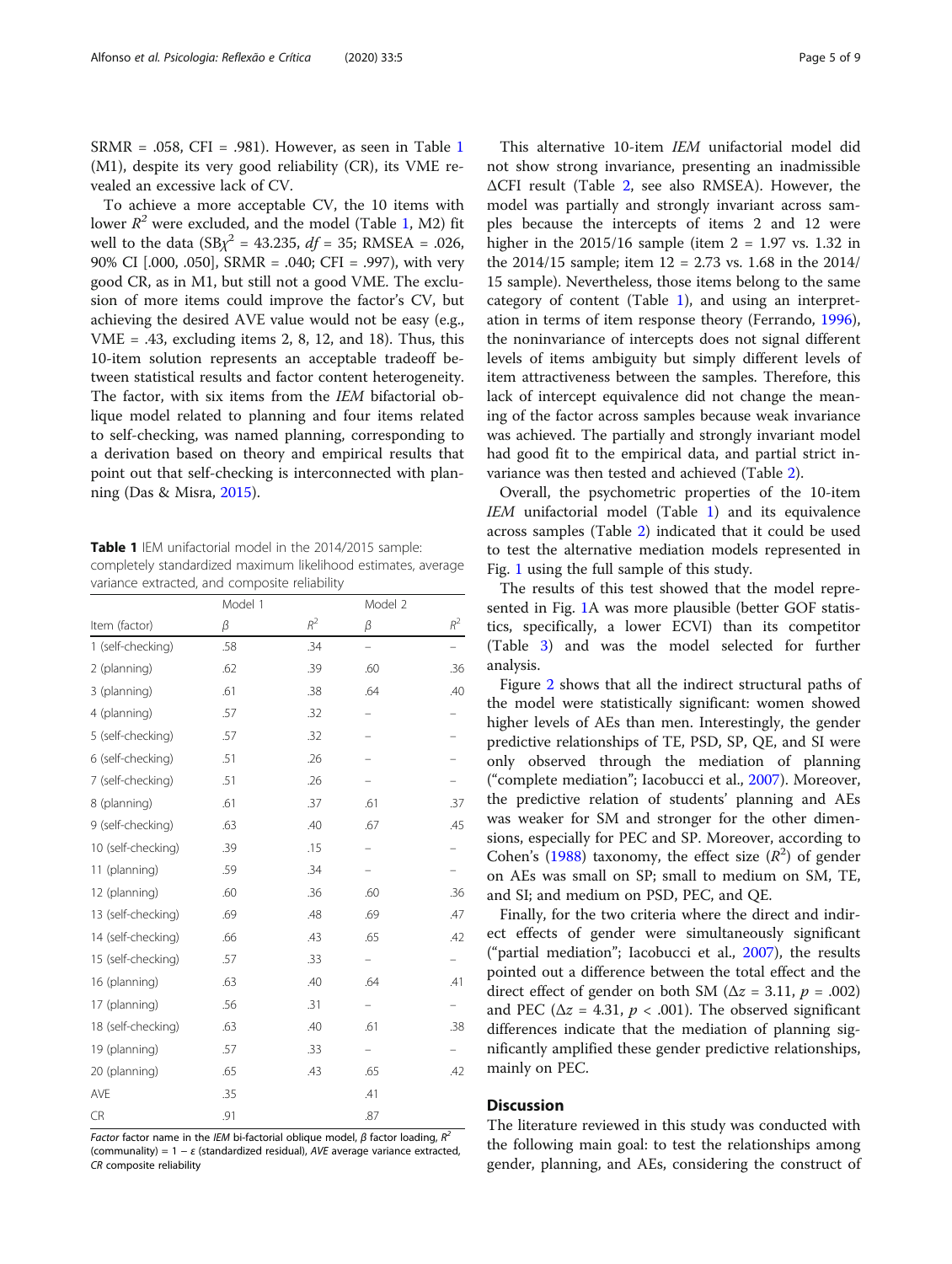SRMR = .058, CFI = .981). However, as seen in Table 1 (M1), despite its very good reliability (CR), its VME revealed an excessive lack of CV.

To achieve a more acceptable CV, the 10 items with lower $R^2$ were excluded, and the model (Table 1, M2) fit well to the data ($SB\chi^2$ = 43.235, $df$ = 35; RMSEA = .026, 90% CI [.000, .050], SRMR = .040; CFI = .997), with very good CR, as in M1, but still not a good VME. The exclusion of more items could improve the factor's CV, but achieving the desired AVE value would not be easy (e.g., VME = .43, excluding items 2, 8, 12, and 18). Thus, this 10-item solution represents an acceptable tradeoff between statistical results and factor content heterogeneity. The factor, with six items from the *IEM* bifactorial oblique model related to planning and four items related to self-checking, was named planning, corresponding to a derivation based on theory and empirical results that point out that self-checking is interconnected with planning (Das & Misra, 2015).

**Table 1** IEM unifactorial model in the 2014/2015 sample: completely standardized maximum likelihood estimates, average variance extracted, and composite reliability

| | Model 1 | | Model 2 | |
|---|---|---|---|---|
| Item (factor) | $\beta$ | $R^2$ | $\beta$ | $R^2$ |
| 1 (self-checking) | .58 | .34 | – | – |
| 2 (planning) | .62 | .39 | .60 | .36 |
| 3 (planning) | .61 | .38 | .64 | .40 |
| 4 (planning) | .57 | .32 | – | – |
| 5 (self-checking) | .57 | .32 | – | – |
| 6 (self-checking) | .51 | .26 | – | – |
| 7 (self-checking) | .51 | .26 | – | – |
| 8 (planning) | .61 | .37 | .61 | .37 |
| 9 (self-checking) | .63 | .40 | .67 | .45 |
| 10 (self-checking) | .39 | .15 | – | – |
| 11 (planning) | .59 | .34 | – | – |
| 12 (planning) | .60 | .36 | .60 | .36 |
| 13 (self-checking) | .69 | .48 | .69 | .47 |
| 14 (self-checking) | .66 | .43 | .65 | .42 |
| 15 (self-checking) | .57 | .33 | – | – |
| 16 (planning) | .63 | .40 | .64 | .41 |
| 17 (planning) | .56 | .31 | – | – |
| 18 (self-checking) | .63 | .40 | .61 | .38 |
| 19 (planning) | .57 | .33 | – | – |
| 20 (planning) | .65 | .43 | .65 | .42 |
| AVE | .35 | | .41 | |
| CR | .91 | | .87 | |

*Factor* factor name in the *IEM* bi-factorial oblique model, $\beta$ factor loading, $R^2$ (communality) = 1 − $\varepsilon$ (standardized residual), *AVE* average variance extracted, *CR* composite reliability

This alternative 10-item *IEM* unifactorial model did not show strong invariance, presenting an inadmissible ΔCFI result (Table 2, see also RMSEA). However, the model was partially and strongly invariant across samples because the intercepts of items 2 and 12 were higher in the 2015/16 sample (item 2 = 1.97 vs. 1.32 in the 2014/15 sample; item 12 = 2.73 vs. 1.68 in the 2014/15 sample). Nevertheless, those items belong to the same category of content (Table 1), and using an interpretation in terms of item response theory (Ferrando, 1996), the noninvariance of intercepts does not signal different levels of items ambiguity but simply different levels of item attractiveness between the samples. Therefore, this lack of intercept equivalence did not change the meaning of the factor across samples because weak invariance was achieved. The partially and strongly invariant model had good fit to the empirical data, and partial strict invariance was then tested and achieved (Table 2).

Overall, the psychometric properties of the 10-item *IEM* unifactorial model (Table 1) and its equivalence across samples (Table 2) indicated that it could be used to test the alternative mediation models represented in Fig. 1 using the full sample of this study.

The results of this test showed that the model represented in Fig. 1A was more plausible (better GOF statistics, specifically, a lower ECVI) than its competitor (Table 3) and was the model selected for further analysis.

Figure 2 shows that all the indirect structural paths of the model were statistically significant: women showed higher levels of AEs than men. Interestingly, the gender predictive relationships of TE, PSD, SP, QE, and SI were only observed through the mediation of planning ("complete mediation"; Iacobucci et al., 2007). Moreover, the predictive relation of students' planning and AEs was weaker for SM and stronger for the other dimensions, especially for PEC and SP. Moreover, according to Cohen's (1988) taxonomy, the effect size ($R^2$) of gender on AEs was small on SP; small to medium on SM, TE, and SI; and medium on PSD, PEC, and QE.

Finally, for the two criteria where the direct and indirect effects of gender were simultaneously significant ("partial mediation"; Iacobucci et al., 2007), the results pointed out a difference between the total effect and the direct effect of gender on both SM ($\Delta z$ = 3.11, $p$ = .002) and PEC ($\Delta z$ = 4.31, $p$ < .001). The observed significant differences indicate that the mediation of planning significantly amplified these gender predictive relationships, mainly on PEC.

## Discussion

The literature reviewed in this study was conducted with the following main goal: to test the relationships among gender, planning, and AEs, considering the construct of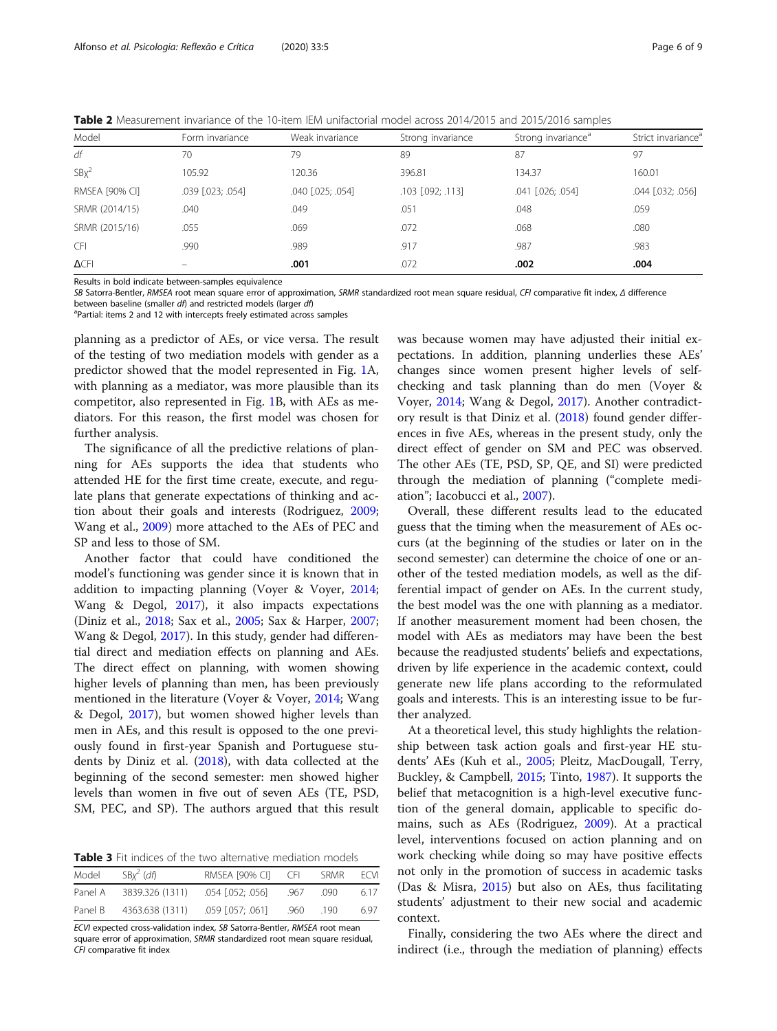**Table 2** Measurement invariance of the 10-item IEM unifactorial model across 2014/2015 and 2015/2016 samples

| Model | Form invariance | Weak invariance | Strong invariance | Strong invariance[a] | Strict invariance[a] |
|---|---|---|---|---|---|
| *df* | 70 | 79 | 89 | 87 | 97 |
| $SB\chi^2$ | 105.92 | 120.36 | 396.81 | 134.37 | 160.01 |
| RMSEA [90% CI] | .039 [.023; .054] | .040 [.025; .054] | .103 [.092; .113] | .041 [.026; .054] | .044 [.032; .056] |
| SRMR (2014/15) | .040 | .049 | .051 | .048 | .059 |
| SRMR (2015/16) | .055 | .069 | .072 | .068 | .080 |
| CFI | .990 | .989 | .917 | .987 | .983 |
| ΔCFI | – | **.001** | .072 | **.002** | **.004** |

Results in bold indicate between-samples equivalence

*SB* Satorra-Bentler, *RMSEA* root mean square error of approximation, *SRMR* standardized root mean square residual, *CFI* comparative fit index, *Δ* difference between baseline (smaller *df*) and restricted models (larger *df*)

[a]Partial: items 2 and 12 with intercepts freely estimated across samples

planning as a predictor of AEs, or vice versa. The result of the testing of two mediation models with gender as a predictor showed that the model represented in Fig. 1A, with planning as a mediator, was more plausible than its competitor, also represented in Fig. 1B, with AEs as mediators. For this reason, the first model was chosen for further analysis.

The significance of all the predictive relations of planning for AEs supports the idea that students who attended HE for the first time create, execute, and regulate plans that generate expectations of thinking and action about their goals and interests (Rodriguez, 2009; Wang et al., 2009) more attached to the AEs of PEC and SP and less to those of SM.

Another factor that could have conditioned the model's functioning was gender since it is known that in addition to impacting planning (Voyer & Voyer, 2014; Wang & Degol, 2017), it also impacts expectations (Diniz et al., 2018; Sax et al., 2005; Sax & Harper, 2007; Wang & Degol, 2017). In this study, gender had differential direct and mediation effects on planning and AEs. The direct effect on planning, with women showing higher levels of planning than men, has been previously mentioned in the literature (Voyer & Voyer, 2014; Wang & Degol, 2017), but women showed higher levels than men in AEs, and this result is opposed to the one previously found in first-year Spanish and Portuguese students by Diniz et al. (2018), with data collected at the beginning of the second semester: men showed higher levels than women in five out of seven AEs (TE, PSD, SM, PEC, and SP). The authors argued that this result was because women may have adjusted their initial expectations. In addition, planning underlies these AEs' changes since women present higher levels of self-checking and task planning than do men (Voyer & Voyer, 2014; Wang & Degol, 2017). Another contradictory result is that Diniz et al. (2018) found gender differences in five AEs, whereas in the present study, only the direct effect of gender on SM and PEC was observed. The other AEs (TE, PSD, SP, QE, and SI) were predicted through the mediation of planning ("complete mediation"; Iacobucci et al., 2007).

**Table 3** Fit indices of the two alternative mediation models

| Model | $SB\chi^2$ (*df*) | RMSEA [90% CI] | CFI | SRMR | ECVI |
|---|---|---|---|---|---|
| Panel A | 3839.326 (1311) | .054 [.052; .056] | .967 | .090 | 6.17 |
| Panel B | 4363.638 (1311) | .059 [.057; .061] | .960 | .190 | 6.97 |

*ECVI* expected cross-validation index, *SB* Satorra-Bentler, *RMSEA* root mean square error of approximation, *SRMR* standardized root mean square residual, *CFI* comparative fit index

Overall, these different results lead to the educated guess that the timing when the measurement of AEs occurs (at the beginning of the studies or later on in the second semester) can determine the choice of one or another of the tested mediation models, as well as the differential impact of gender on AEs. In the current study, the best model was the one with planning as a mediator. If another measurement moment had been chosen, the model with AEs as mediators may have been the best because the readjusted students' beliefs and expectations, driven by life experience in the academic context, could generate new life plans according to the reformulated goals and interests. This is an interesting issue to be further analyzed.

At a theoretical level, this study highlights the relationship between task action goals and first-year HE students' AEs (Kuh et al., 2005; Pleitz, MacDougall, Terry, Buckley, & Campbell, 2015; Tinto, 1987). It supports the belief that metacognition is a high-level executive function of the general domain, applicable to specific domains, such as AEs (Rodriguez, 2009). At a practical level, interventions focused on action planning and on work checking while doing so may have positive effects not only in the promotion of success in academic tasks (Das & Misra, 2015) but also on AEs, thus facilitating students' adjustment to their new social and academic context.

Finally, considering the two AEs where the direct and indirect (i.e., through the mediation of planning) effects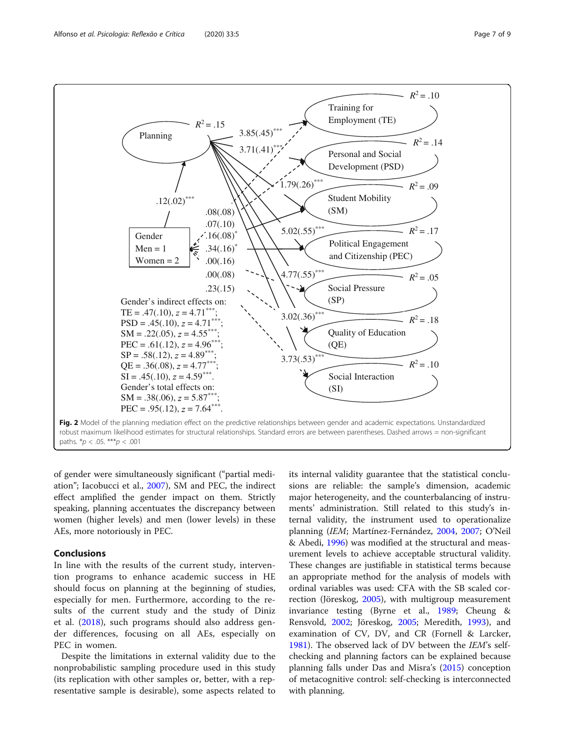Planning $R^2 = .15$

Training for Employment (TE) $R^2 = .10$

Personal and Social Development (PSD) $R^2 = .14$

Student Mobility (SM) $R^2 = .09$

Political Engagement and Citizenship (PEC) $R^2 = .17$

Social Pressure (SP) $R^2 = .05$

Quality of Education (QE) $R^2 = .18$

Social Interaction (SI) $R^2 = .10$

Gender
Men = 1
Women = 2

.12(.02)***

3.85(.45)***
3.71(.41)***
1.79(.26)***
5.02(.55)***
4.77(.55)***
3.02(.36)***
3.73(.53)***

.08(.08)
.07(.10)
.16(.08)*
.34(.16)*
.00(.16)
.00(.08)
.23(.15)

Gender's indirect effects on:
TE = .47(.10), $z = 4.71$***;
PSD = .45(.10), $z = 4.71$***;
SM = .22(.05), $z = 4.55$***;
PEC = .61(.12), $z = 4.96$***;
SP = .58(.12), $z = 4.89$***;
QE = .36(.08), $z = 4.77$***;
SI = .45(.10), $z = 4.59$***.
Gender's total effects on:
SM = .38(.06), $z = 5.87$***;
PEC = .95(.12), $z = 7.64$***.

**Fig. 2** Model of the planning mediation effect on the predictive relationships between gender and academic expectations. Unstandardized robust maximum likelihood estimates for structural relationships. Standard errors are between parentheses. Dashed arrows = non-significant paths. *$p < .05$. ***$p < .001$

of gender were simultaneously significant ("partial mediation"; Iacobucci et al., 2007), SM and PEC, the indirect effect amplified the gender impact on them. Strictly speaking, planning accentuates the discrepancy between women (higher levels) and men (lower levels) in these AEs, more notoriously in PEC.

## Conclusions

In line with the results of the current study, intervention programs to enhance academic success in HE should focus on planning at the beginning of studies, especially for men. Furthermore, according to the results of the current study and the study of Diniz et al. (2018), such programs should also address gender differences, focusing on all AEs, especially on PEC in women.

Despite the limitations in external validity due to the nonprobabilistic sampling procedure used in this study (its replication with other samples or, better, with a representative sample is desirable), some aspects related to its internal validity guarantee that the statistical conclusions are reliable: the sample's dimension, academic major heterogeneity, and the counterbalancing of instruments' administration. Still related to this study's internal validity, the instrument used to operationalize planning (*IEM*; Martínez-Fernández, 2004, 2007; O'Neil & Abedi, 1996) was modified at the structural and measurement levels to achieve acceptable structural validity. These changes are justifiable in statistical terms because an appropriate method for the analysis of models with ordinal variables was used: CFA with the SB scaled correction (Jöreskog, 2005), with multigroup measurement invariance testing (Byrne et al., 1989; Cheung & Rensvold, 2002; Jöreskog, 2005; Meredith, 1993), and examination of CV, DV, and CR (Fornell & Larcker, 1981). The observed lack of DV between the *IEM*'s self-checking and planning factors can be explained because planning falls under Das and Misra's (2015) conception of metacognitive control: self-checking is interconnected with planning.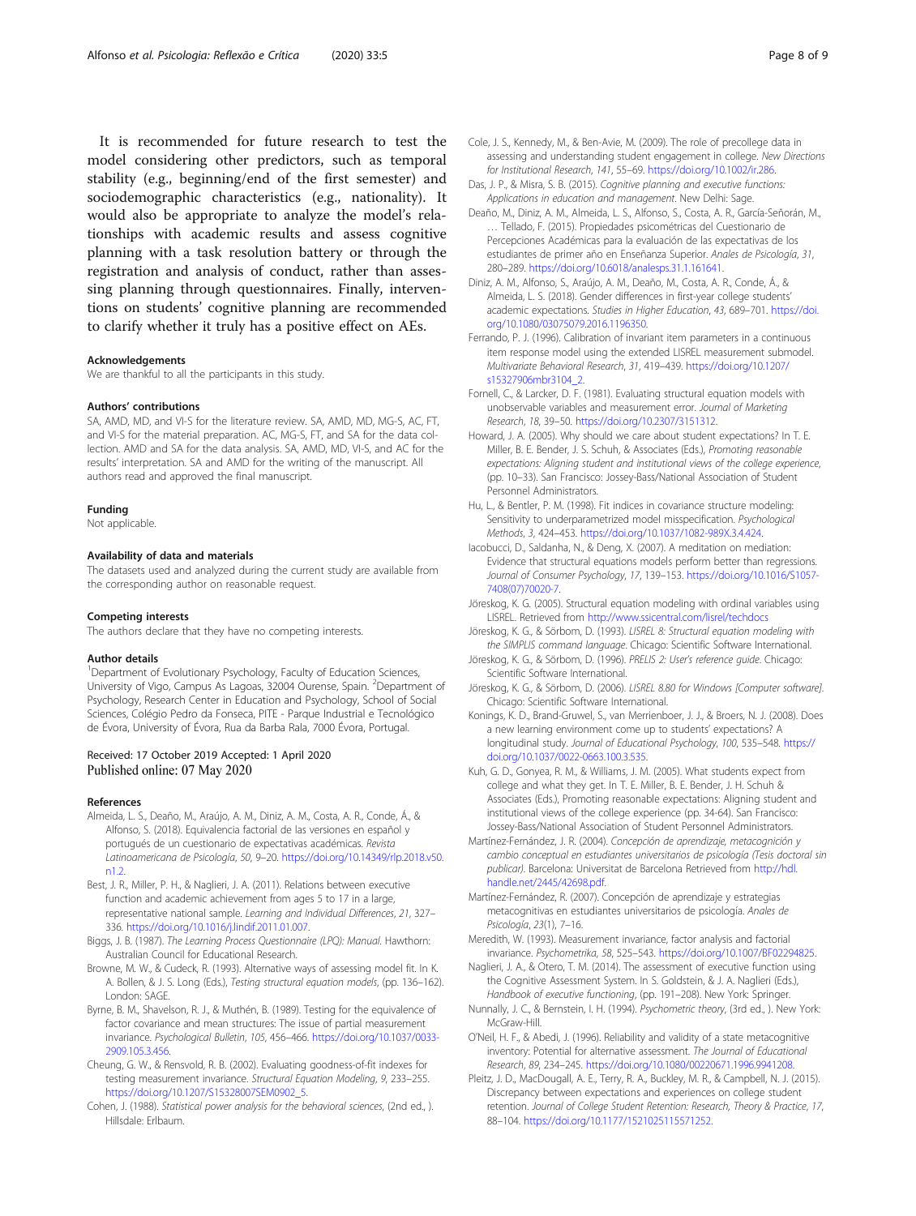It is recommended for future research to test the model considering other predictors, such as temporal stability (e.g., beginning/end of the first semester) and sociodemographic characteristics (e.g., nationality). It would also be appropriate to analyze the model's relationships with academic results and assess cognitive planning with a task resolution battery or through the registration and analysis of conduct, rather than assessing planning through questionnaires. Finally, interventions on students' cognitive planning are recommended to clarify whether it truly has a positive effect on AEs.

#### Acknowledgements

We are thankful to all the participants in this study.

#### Authors' contributions

SA, AMD, MD, and VI-S for the literature review. SA, AMD, MD, MG-S, AC, FT, and VI-S for the material preparation. AC, MG-S, FT, and SA for the data collection. AMD and SA for the data analysis. SA, AMD, MD, VI-S, and AC for the results' interpretation. SA and AMD for the writing of the manuscript. All authors read and approved the final manuscript.

#### Funding

Not applicable.

#### Availability of data and materials

The datasets used and analyzed during the current study are available from the corresponding author on reasonable request.

#### Competing interests

The authors declare that they have no competing interests.

#### Author details

[1]Department of Evolutionary Psychology, Faculty of Education Sciences, University of Vigo, Campus As Lagoas, 32004 Ourense, Spain. [2]Department of Psychology, Research Center in Education and Psychology, School of Social Sciences, Colégio Pedro da Fonseca, PITE - Parque Industrial e Tecnológico de Évora, University of Évora, Rua da Barba Rala, 7000 Évora, Portugal.

Received: 17 October 2019 Accepted: 1 April 2020
Published online: 07 May 2020

#### References

Almeida, L. S., Deaño, M., Araújo, A. M., Diniz, A. M., Costa, A. R., Conde, Á., & Alfonso, S. (2018). Equivalencia factorial de las versiones en español y portugués de un cuestionario de expectativas académicas. *Revista Latinoamericana de Psicología, 50*, 9–20. https://doi.org/10.14349/rlp.2018.v50.n1.2.

Best, J. R., Miller, P. H., & Naglieri, J. A. (2011). Relations between executive function and academic achievement from ages 5 to 17 in a large, representative national sample. *Learning and Individual Differences, 21*, 327–336. https://doi.org/10.1016/j.lindif.2011.01.007.

Biggs, J. B. (1987). *The Learning Process Questionnaire (LPQ): Manual*. Hawthorn: Australian Council for Educational Research.

Browne, M. W., & Cudeck, R. (1993). Alternative ways of assessing model fit. In K. A. Bollen, & J. S. Long (Eds.), *Testing structural equation models*, (pp. 136–162). London: SAGE.

Byrne, B. M., Shavelson, R. J., & Muthén, B. (1989). Testing for the equivalence of factor covariance and mean structures: The issue of partial measurement invariance. *Psychological Bulletin, 105*, 456–466. https://doi.org/10.1037/0033-2909.105.3.456.

Cheung, G. W., & Rensvold, R. B. (2002). Evaluating goodness-of-fit indexes for testing measurement invariance. *Structural Equation Modeling, 9*, 233–255. https://doi.org/10.1207/S15328007SEM0902_5.

Cohen, J. (1988). *Statistical power analysis for the behavioral sciences*, (2nd ed., ). Hillsdale: Erlbaum.

Cole, J. S., Kennedy, M., & Ben-Avie, M. (2009). The role of precollege data in assessing and understanding student engagement in college. *New Directions for Institutional Research, 141*, 55–69. https://doi.org/10.1002/ir.286.

Das, J. P., & Misra, S. B. (2015). *Cognitive planning and executive functions: Applications in education and management*. New Delhi: Sage.

Deaño, M., Diniz, A. M., Almeida, L. S., Alfonso, S., Costa, A. R., García-Señorán, M., … Tellado, F. (2015). Propiedades psicométricas del Cuestionario de Percepciones Académicas para la evaluación de las expectativas de los estudiantes de primer año en Enseñanza Superior. *Anales de Psicología, 31*, 280–289. https://doi.org/10.6018/analesps.31.1.161641.

Diniz, A. M., Alfonso, S., Araújo, A. M., Deaño, M., Costa, A. R., Conde, Á., & Almeida, L. S. (2018). Gender differences in first-year college students' academic expectations. *Studies in Higher Education, 43*, 689–701. https://doi.org/10.1080/03075079.2016.1196350.

Ferrando, P. J. (1996). Calibration of invariant item parameters in a continuous item response model using the extended LISREL measurement submodel. *Multivariate Behavioral Research, 31*, 419–439. https://doi.org/10.1207/s15327906mbr3104_2.

Fornell, C., & Larcker, D. F. (1981). Evaluating structural equation models with unobservable variables and measurement error. *Journal of Marketing Research, 18*, 39–50. https://doi.org/10.2307/3151312.

Howard, J. A. (2005). Why should we care about student expectations? In T. E. Miller, B. E. Bender, J. S. Schuh, & Associates (Eds.), *Promoting reasonable expectations: Aligning student and institutional views of the college experience*, (pp. 10–33). San Francisco: Jossey-Bass/National Association of Student Personnel Administrators.

Hu, L., & Bentler, P. M. (1998). Fit indices in covariance structure modeling: Sensitivity to underparametrized model misspecification. *Psychological Methods, 3*, 424–453. https://doi.org/10.1037/1082-989X.3.4.424.

Iacobucci, D., Saldanha, N., & Deng, X. (2007). A meditation on mediation: Evidence that structural equations models perform better than regressions. *Journal of Consumer Psychology, 17*, 139–153. https://doi.org/10.1016/S1057-7408(07)70020-7.

Jöreskog, K. G. (2005). Structural equation modeling with ordinal variables using LISREL. Retrieved from http://www.ssicentral.com/lisrel/techdocs

Jöreskog, K. G., & Sörbom, D. (1993). *LISREL 8: Structural equation modeling with the SIMPLIS command language*. Chicago: Scientific Software International.

Jöreskog, K. G., & Sörbom, D. (1996). *PRELIS 2: User's reference guide*. Chicago: Scientific Software International.

Jöreskog, K. G., & Sörbom, D. (2006). *LISREL 8.80 for Windows [Computer software]*. Chicago: Scientific Software International.

Konings, K. D., Brand-Gruwel, S., van Merrienboer, J. J., & Broers, N. J. (2008). Does a new learning environment come up to students' expectations? A longitudinal study. *Journal of Educational Psychology, 100*, 535–548. https://doi.org/10.1037/0022-0663.100.3.535.

Kuh, G. D., Gonyea, R. M., & Williams, J. M. (2005). What students expect from college and what they get. In T. E. Miller, B. E. Bender, J. H. Schuh & Associates (Eds.), Promoting reasonable expectations: Aligning student and institutional views of the college experience (pp. 34-64). San Francisco: Jossey-Bass/National Association of Student Personnel Administrators.

Martínez-Fernández, J. R. (2004). *Concepción de aprendizaje, metacognición y cambio conceptual en estudiantes universitarios de psicología (Tesis doctoral sin publicar)*. Barcelona: Universitat de Barcelona Retrieved from http://hdl.handle.net/2445/42698.pdf.

Martínez-Fernández, R. (2007). Concepción de aprendizaje y estrategias metacognitivas en estudiantes universitarios de psicología. *Anales de Psicología, 23*(1), 7–16.

Meredith, W. (1993). Measurement invariance, factor analysis and factorial invariance. *Psychometrika, 58*, 525–543. https://doi.org/10.1007/BF02294825.

Naglieri, J. A., & Otero, T. M. (2014). The assessment of executive function using the Cognitive Assessment System. In S. Goldstein, & J. A. Naglieri (Eds.), *Handbook of executive functioning*, (pp. 191–208). New York: Springer.

Nunnally, J. C., & Bernstein, I. H. (1994). *Psychometric theory*, (3rd ed., ). New York: McGraw-Hill.

O'Neil, H. F., & Abedi, J. (1996). Reliability and validity of a state metacognitive inventory: Potential for alternative assessment. *The Journal of Educational Research, 89*, 234–245. https://doi.org/10.1080/00220671.1996.9941208.

Pleitz, J. D., MacDougall, A. E., Terry, R. A., Buckley, M. R., & Campbell, N. J. (2015). Discrepancy between expectations and experiences on college student retention. *Journal of College Student Retention: Research, Theory & Practice, 17*, 88–104. https://doi.org/10.1177/1521025115571252.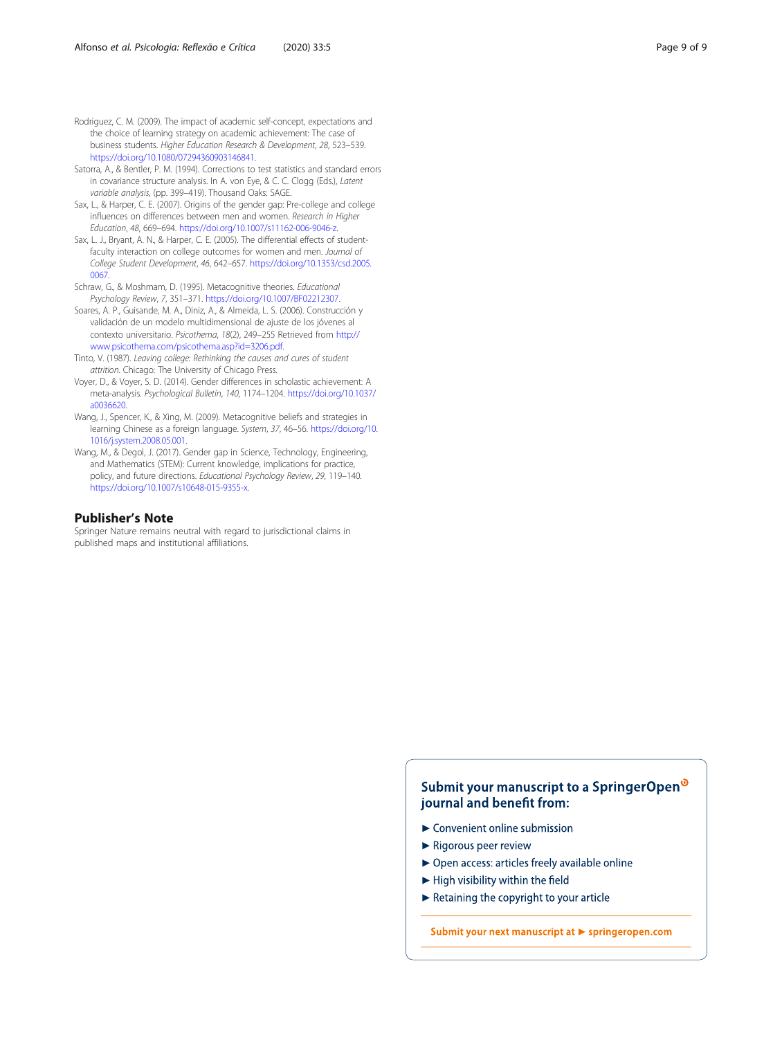Rodriguez, C. M. (2009). The impact of academic self-concept, expectations and the choice of learning strategy on academic achievement: The case of business students. *Higher Education Research & Development*, *28*, 523–539. https://doi.org/10.1080/07294360903146841.

Satorra, A., & Bentler, P. M. (1994). Corrections to test statistics and standard errors in covariance structure analysis. In A. von Eye, & C. C. Clogg (Eds.), *Latent variable analysis*, (pp. 399–419). Thousand Oaks: SAGE.

Sax, L., & Harper, C. E. (2007). Origins of the gender gap: Pre-college and college influences on differences between men and women. *Research in Higher Education*, *48*, 669–694. https://doi.org/10.1007/s11162-006-9046-z.

Sax, L. J., Bryant, A. N., & Harper, C. E. (2005). The differential effects of student-faculty interaction on college outcomes for women and men. *Journal of College Student Development*, *46*, 642–657. https://doi.org/10.1353/csd.2005.0067.

Schraw, G., & Moshmam, D. (1995). Metacognitive theories. *Educational Psychology Review*, *7*, 351–371. https://doi.org/10.1007/BF02212307.

Soares, A. P., Guisande, M. A., Diniz, A., & Almeida, L. S. (2006). Construcción y validación de un modelo multidimensional de ajuste de los jóvenes al contexto universitario. *Psicothema*, *18*(2), 249–255 Retrieved from http://www.psicothema.com/psicothema.asp?id=3206.pdf.

Tinto, V. (1987). *Leaving college: Rethinking the causes and cures of student attrition*. Chicago: The University of Chicago Press.

Voyer, D., & Voyer, S. D. (2014). Gender differences in scholastic achievement: A meta-analysis. *Psychological Bulletin*, *140*, 1174–1204. https://doi.org/10.1037/a0036620.

Wang, J., Spencer, K., & Xing, M. (2009). Metacognitive beliefs and strategies in learning Chinese as a foreign language. *System*, *37*, 46–56. https://doi.org/10.1016/j.system.2008.05.001.

Wang, M., & Degol, J. (2017). Gender gap in Science, Technology, Engineering, and Mathematics (STEM): Current knowledge, implications for practice, policy, and future directions. *Educational Psychology Review*, *29*, 119–140. https://doi.org/10.1007/s10648-015-9355-x.

## Publisher's Note

Springer Nature remains neutral with regard to jurisdictional claims in published maps and institutional affiliations.

**Submit your manuscript to a SpringerOpen journal and benefit from:**

- ► Convenient online submission
- ► Rigorous peer review
- ► Open access: articles freely available online
- ► High visibility within the field
- ► Retaining the copyright to your article

**Submit your next manuscript at ► springeropen.com**